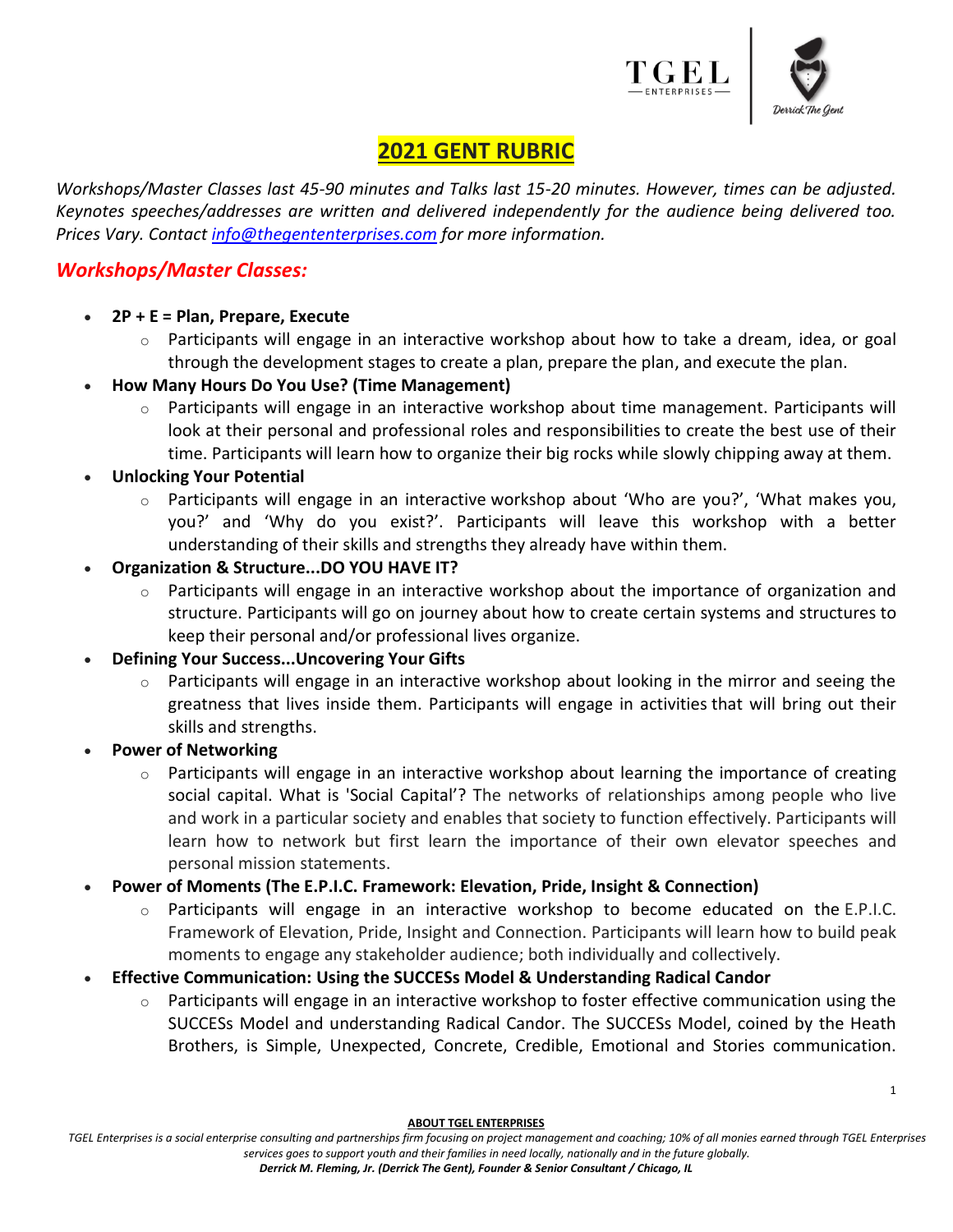# 2021 GENT RUBRIC

*Workshops/Master Classes last 45-90 minutes and Talks last 15-20 minutes. However, times can be adjusted. Keynotes speeches/addresses are written and delivered independently for the audience being delivered too. Prices Vary. Contact info@thegententerprises.com for more information.*

## *Workshops/Master Classes:*

- **2P + E = Plan, Prepare, Execute**
    - Participants will engage in an interactive workshop about how to take a dream, idea, or goal through the development stages to create a plan, prepare the plan, and execute the plan.
- **How Many Hours Do You Use? (Time Management)**
    - Participants will engage in an interactive workshop about time management. Participants will look at their personal and professional roles and responsibilities to create the best use of their time. Participants will learn how to organize their big rocks while slowly chipping away at them.
- **Unlocking Your Potential**
    - Participants will engage in an interactive workshop about 'Who are you?', 'What makes you, you?' and 'Why do you exist?'. Participants will leave this workshop with a better understanding of their skills and strengths they already have within them.
- **Organization & Structure...DO YOU HAVE IT?**
    - Participants will engage in an interactive workshop about the importance of organization and structure. Participants will go on journey about how to create certain systems and structures to keep their personal and/or professional lives organize.
- **Defining Your Success...Uncovering Your Gifts**
    - Participants will engage in an interactive workshop about looking in the mirror and seeing the greatness that lives inside them. Participants will engage in activities that will bring out their skills and strengths.
- **Power of Networking**
    - Participants will engage in an interactive workshop about learning the importance of creating social capital. What is 'Social Capital'? The networks of relationships among people who live and work in a particular society and enables that society to function effectively. Participants will learn how to network but first learn the importance of their own elevator speeches and personal mission statements.
- **Power of Moments (The E.P.I.C. Framework: Elevation, Pride, Insight & Connection)**
    - Participants will engage in an interactive workshop to become educated on the E.P.I.C. Framework of Elevation, Pride, Insight and Connection. Participants will learn how to build peak moments to engage any stakeholder audience; both individually and collectively.
- **Effective Communication: Using the SUCCESs Model & Understanding Radical Candor**
    - Participants will engage in an interactive workshop to foster effective communication using the SUCCESs Model and understanding Radical Candor. The SUCCESs Model, coined by the Heath Brothers, is Simple, Unexpected, Concrete, Credible, Emotional and Stories communication.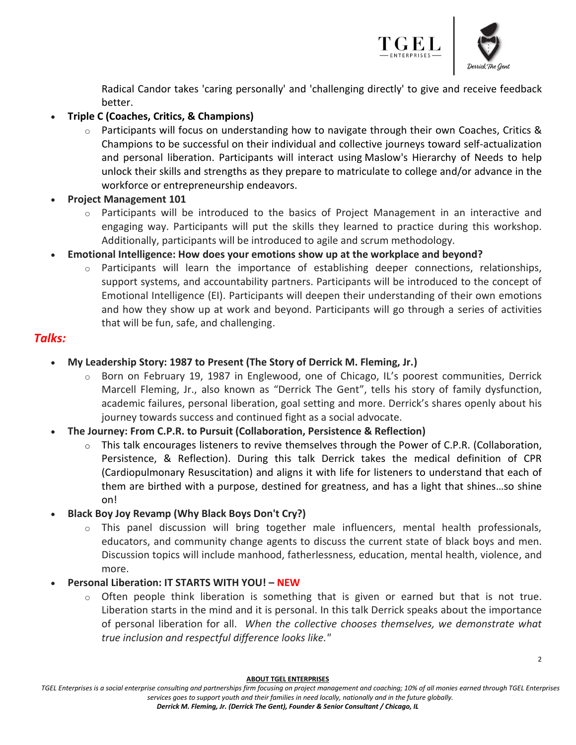Radical Candor takes 'caring personally' and 'challenging directly' to give and receive feedback better.

- **Triple C (Coaches, Critics, & Champions)**
  - Participants will focus on understanding how to navigate through their own Coaches, Critics & Champions to be successful on their individual and collective journeys toward self-actualization and personal liberation. Participants will interact using Maslow's Hierarchy of Needs to help unlock their skills and strengths as they prepare to matriculate to college and/or advance in the workforce or entrepreneurship endeavors.
- **Project Management 101**
  - Participants will be introduced to the basics of Project Management in an interactive and engaging way. Participants will put the skills they learned to practice during this workshop. Additionally, participants will be introduced to agile and scrum methodology.
- **Emotional Intelligence: How does your emotions show up at the workplace and beyond?**
  - Participants will learn the importance of establishing deeper connections, relationships, support systems, and accountability partners. Participants will be introduced to the concept of Emotional Intelligence (EI). Participants will deepen their understanding of their own emotions and how they show up at work and beyond. Participants will go through a series of activities that will be fun, safe, and challenging.

## *Talks:*

- **My Leadership Story: 1987 to Present (The Story of Derrick M. Fleming, Jr.)**
  - Born on February 19, 1987 in Englewood, one of Chicago, IL's poorest communities, Derrick Marcell Fleming, Jr., also known as "Derrick The Gent", tells his story of family dysfunction, academic failures, personal liberation, goal setting and more. Derrick's shares openly about his journey towards success and continued fight as a social advocate.
- **The Journey: From C.P.R. to Pursuit (Collaboration, Persistence & Reflection)**
  - This talk encourages listeners to revive themselves through the Power of C.P.R. (Collaboration, Persistence, & Reflection). During this talk Derrick takes the medical definition of CPR (Cardiopulmonary Resuscitation) and aligns it with life for listeners to understand that each of them are birthed with a purpose, destined for greatness, and has a light that shines…so shine on!
- **Black Boy Joy Revamp (Why Black Boys Don't Cry?)**
  - This panel discussion will bring together male influencers, mental health professionals, educators, and community change agents to discuss the current state of black boys and men. Discussion topics will include manhood, fatherlessness, education, mental health, violence, and more.
- **Personal Liberation: IT STARTS WITH YOU! – NEW**
  - Often people think liberation is something that is given or earned but that is not true. Liberation starts in the mind and it is personal. In this talk Derrick speaks about the importance of personal liberation for all. *When the collective chooses themselves, we demonstrate what true inclusion and respectful difference looks like."*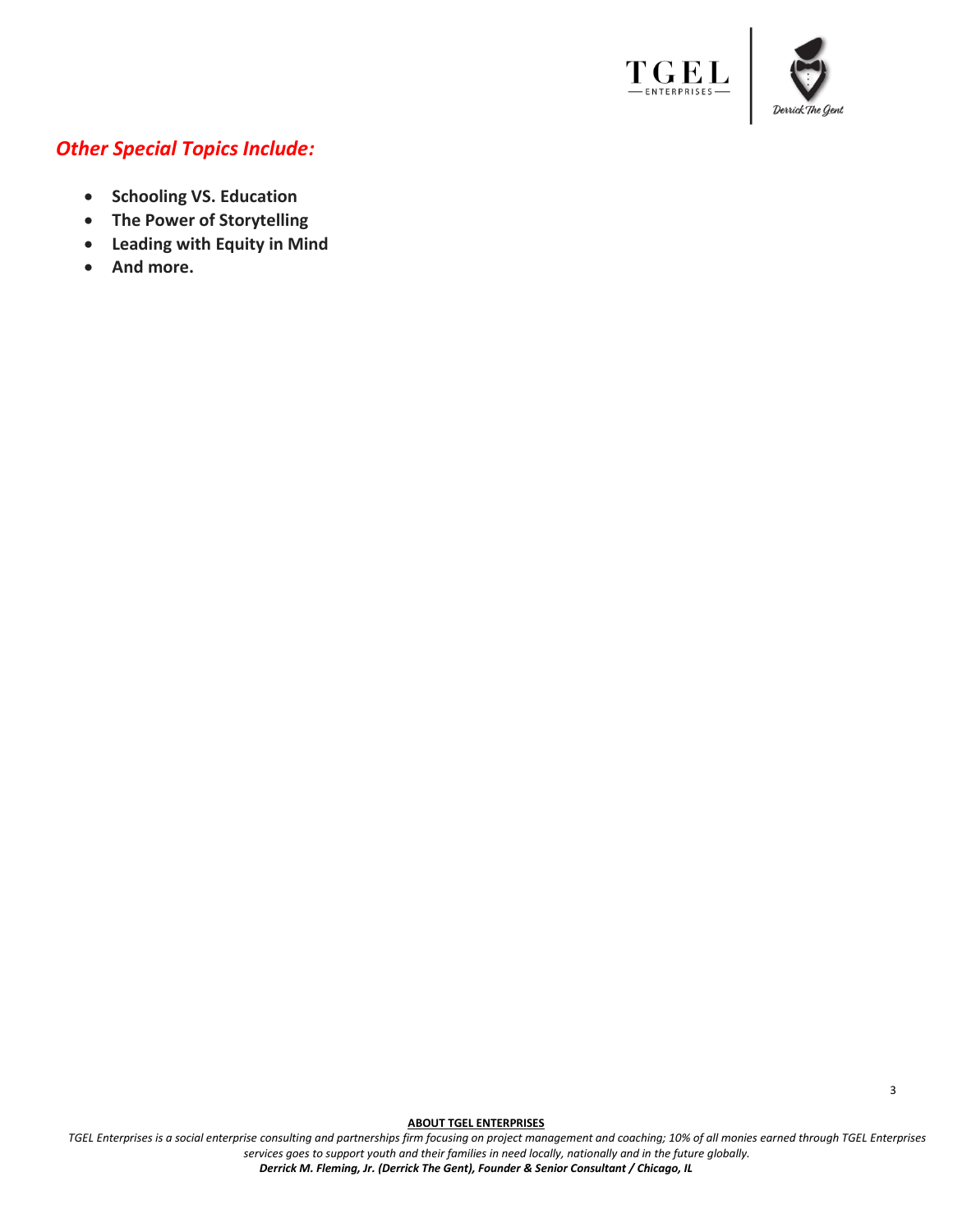## *Other Special Topics Include:*

- **Schooling VS. Education**
- **The Power of Storytelling**
- **Leading with Equity in Mind**
- **And more.**